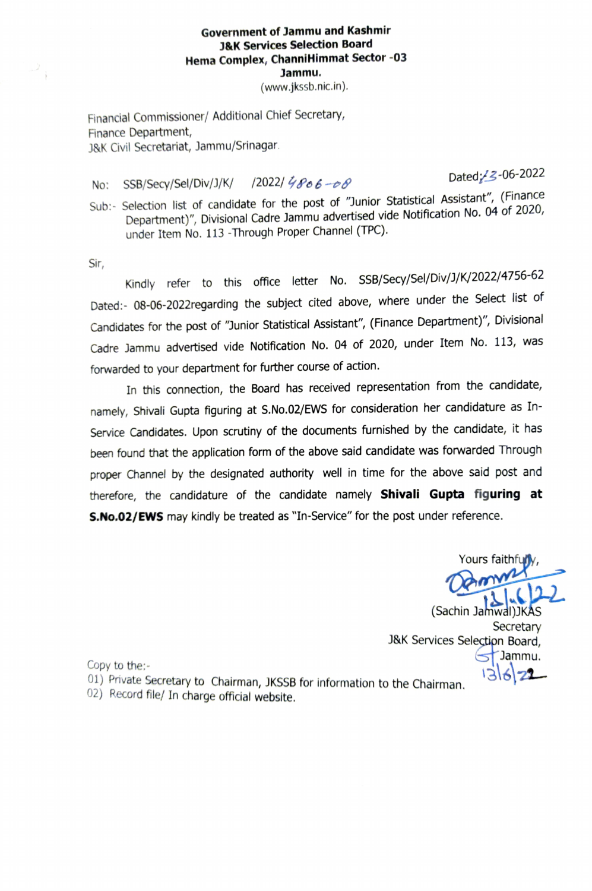**Government of Jammu and Kashmir**
**J&K Services Selection Board**
**Hema Complex, ChanniHimmat Sector -03**
**Jammu.**
(www.jkssb.nic.in).

Financial Commissioner/ Additional Chief Secretary,
Finance Department,
J&K Civil Secretariat, Jammu/Srinagar.

No: SSB/Secy/Sel/Div/J/K/ /2022/ 4806-08 Dated: 13-06-2022

Sub:- Selection list of candidate for the post of "Junior Statistical Assistant", (Finance Department)", Divisional Cadre Jammu advertised vide Notification No. 04 of 2020, under Item No. 113 -Through Proper Channel (TPC).

Sir,

Kindly refer to this office letter No. SSB/Secy/Sel/Div/J/K/2022/4756-62 Dated:- 08-06-2022regarding the subject cited above, where under the Select list of Candidates for the post of "Junior Statistical Assistant", (Finance Department)", Divisional Cadre Jammu advertised vide Notification No. 04 of 2020, under Item No. 113, was forwarded to your department for further course of action.

In this connection, the Board has received representation from the candidate, namely, Shivali Gupta figuring at S.No.02/EWS for consideration her candidature as In-Service Candidates. Upon scrutiny of the documents furnished by the candidate, it has been found that the application form of the above said candidate was forwarded Through proper Channel by the designated authority well in time for the above said post and therefore, the candidature of the candidate namely **Shivali Gupta figuring at S.No.02/EWS** may kindly be treated as "In-Service" for the post under reference.

Yours faithfully,
13.6.22
(Sachin Jamwal)JKAS
Secretary
J&K Services Selection Board,
Jammu.
13/6/22

Copy to the:-
01) Private Secretary to Chairman, JKSSB for information to the Chairman.
02) Record file/ In charge official website.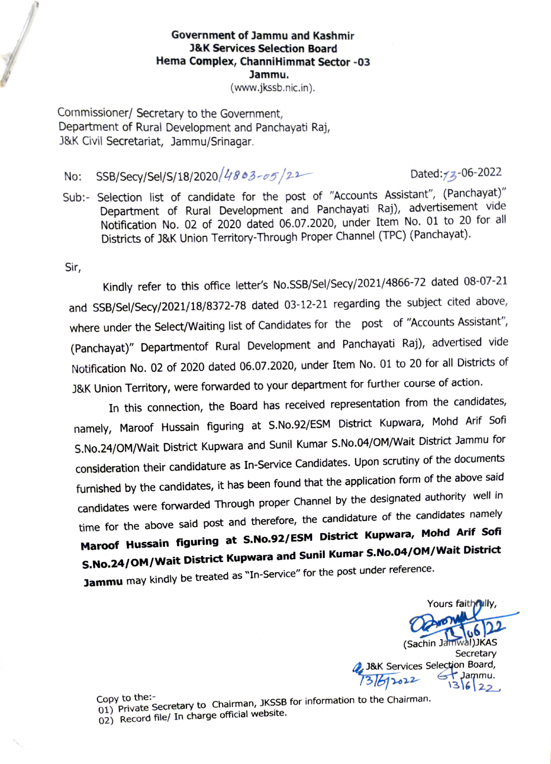**Government of Jammu and Kashmir**
**J&K Services Selection Board**
**Hema Complex, ChanniHimmat Sector -03**
**Jammu.**
(www.jkssb.nic.in).

Commissioner/ Secretary to the Government,
Department of Rural Development and Panchayati Raj,
J&K Civil Secretariat, Jammu/Srinagar.

No: SSB/Secy/Sel/S/18/2020/4803-05/22    Dated:13-06-2022

Sub:- Selection list of candidate for the post of "Accounts Assistant", (Panchayat)" Department of Rural Development and Panchayati Raj), advertisement vide Notification No. 02 of 2020 dated 06.07.2020, under Item No. 01 to 20 for all Districts of J&K Union Territory-Through Proper Channel (TPC) (Panchayat).

Sir,

Kindly refer to this office letter's No.SSB/Sel/Secy/2021/4866-72 dated 08-07-21 and SSB/Sel/Secy/2021/18/8372-78 dated 03-12-21 regarding the subject cited above, where under the Select/Waiting list of Candidates for the post of "Accounts Assistant", (Panchayat)" Departmentof Rural Development and Panchayati Raj), advertised vide Notification No. 02 of 2020 dated 06.07.2020, under Item No. 01 to 20 for all Districts of J&K Union Territory, were forwarded to your department for further course of action.

In this connection, the Board has received representation from the candidates, namely, Maroof Hussain figuring at S.No.92/ESM District Kupwara, Mohd Arif Sofi S.No.24/OM/Wait District Kupwara and Sunil Kumar S.No.04/OM/Wait District Jammu for consideration their candidature as In-Service Candidates. Upon scrutiny of the documents furnished by the candidates, it has been found that the application form of the above said candidates were forwarded Through proper Channel by the designated authority well in time for the above said post and therefore, the candidature of the candidates namely **Maroof Hussain figuring at S.No.92/ESM District Kupwara, Mohd Arif Sofi S.No.24/OM/Wait District Kupwara and Sunil Kumar S.No.04/OM/Wait District Jammu** may kindly be treated as "In-Service" for the post under reference.

Yours faithfully,

13/06/22

(Sachin Jamwal)JKAS
Secretary
J&K Services Selection Board,
Jammu.

13/6/2022    13/6/22

Copy to the:-
01) Private Secretary to Chairman, JKSSB for information to the Chairman.
02) Record file/ In charge official website.